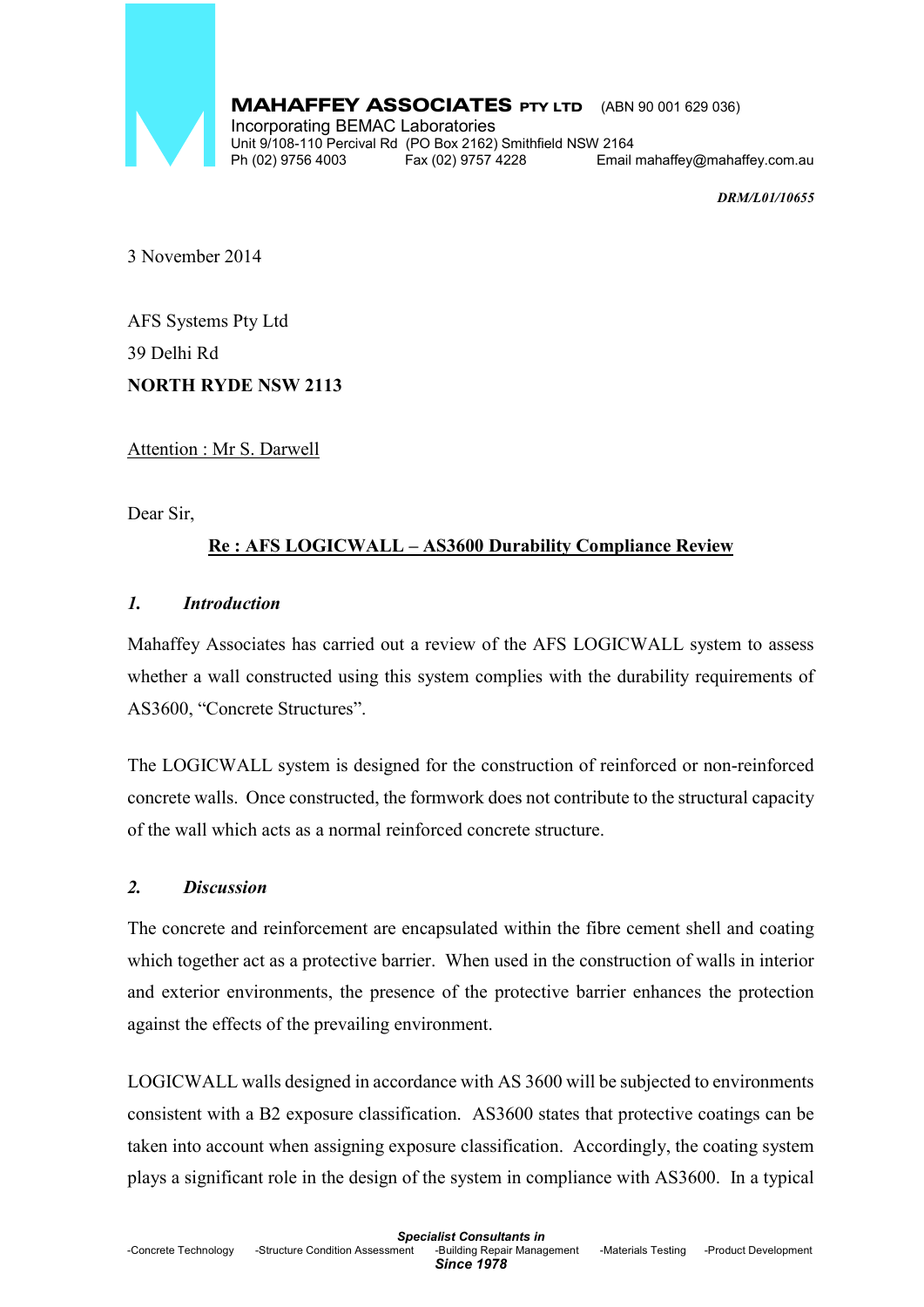**MAHAFFEY ASSOCIATES PTY LTD** (ABN 90 001 629 036)
Incorporating BEMAC Laboratories
Unit 9/108-110 Percival Rd (PO Box 2162) Smithfield NSW 2164
Ph (02) 9756 4003 Fax (02) 9757 4228 Email mahaffey@mahaffey.com.au

***DRM/L01/10655***

3 November 2014

AFS Systems Pty Ltd
39 Delhi Rd
**NORTH RYDE NSW 2113**

Attention : Mr S. Darwell

Dear Sir,

**Re : AFS LOGICWALL – AS3600 Durability Compliance Review**

## *1. Introduction*

Mahaffey Associates has carried out a review of the AFS LOGICWALL system to assess whether a wall constructed using this system complies with the durability requirements of AS3600, "Concrete Structures".

The LOGICWALL system is designed for the construction of reinforced or non-reinforced concrete walls. Once constructed, the formwork does not contribute to the structural capacity of the wall which acts as a normal reinforced concrete structure.

## *2. Discussion*

The concrete and reinforcement are encapsulated within the fibre cement shell and coating which together act as a protective barrier. When used in the construction of walls in interior and exterior environments, the presence of the protective barrier enhances the protection against the effects of the prevailing environment.

LOGICWALL walls designed in accordance with AS 3600 will be subjected to environments consistent with a B2 exposure classification. AS3600 states that protective coatings can be taken into account when assigning exposure classification. Accordingly, the coating system plays a significant role in the design of the system in compliance with AS3600. In a typical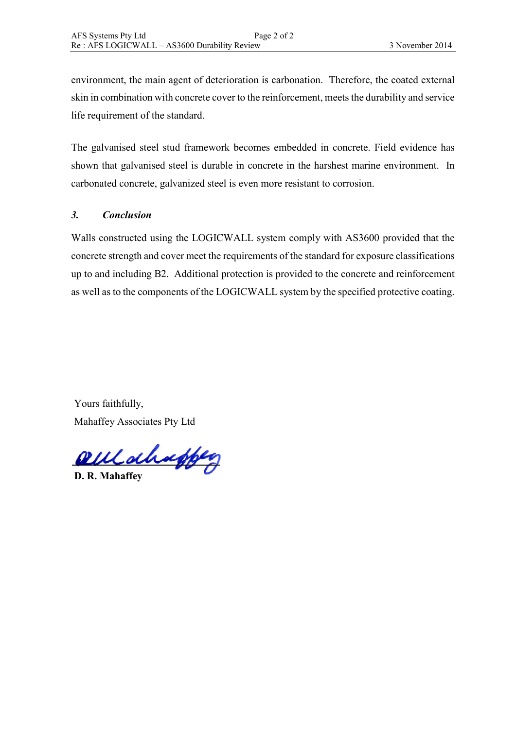environment, the main agent of deterioration is carbonation. Therefore, the coated external skin in combination with concrete cover to the reinforcement, meets the durability and service life requirement of the standard.

The galvanised steel stud framework becomes embedded in concrete. Field evidence has shown that galvanised steel is durable in concrete in the harshest marine environment. In carbonated concrete, galvanized steel is even more resistant to corrosion.

### *3. Conclusion*

Walls constructed using the LOGICWALL system comply with AS3600 provided that the concrete strength and cover meet the requirements of the standard for exposure classifications up to and including B2. Additional protection is provided to the concrete and reinforcement as well as to the components of the LOGICWALL system by the specified protective coating.

Yours faithfully,
Mahaffey Associates Pty Ltd

**D. R. Mahaffey**